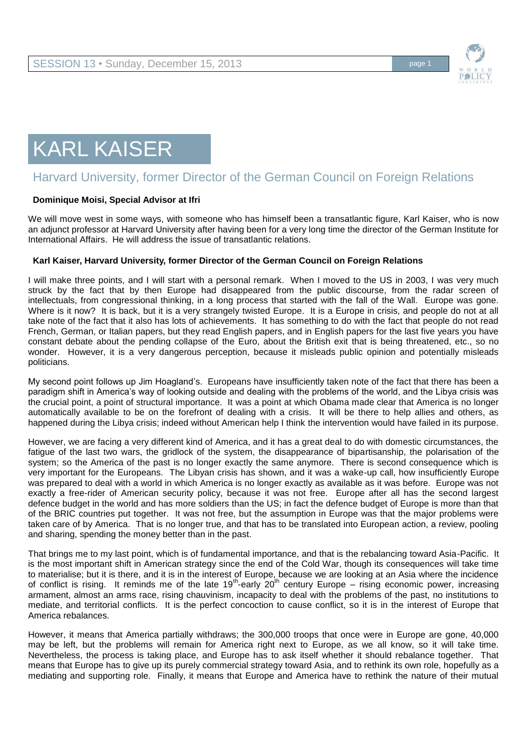# KARL KAISER

## Harvard University, former Director of the German Council on Foreign Relations

**Dominique Moisi, Special Advisor at Ifri**

We will move west in some ways, with someone who has himself been a transatlantic figure, Karl Kaiser, who is now an adjunct professor at Harvard University after having been for a very long time the director of the German Institute for International Affairs. He will address the issue of transatlantic relations.

**Karl Kaiser, Harvard University, former Director of the German Council on Foreign Relations**

I will make three points, and I will start with a personal remark. When I moved to the US in 2003, I was very much struck by the fact that by then Europe had disappeared from the public discourse, from the radar screen of intellectuals, from congressional thinking, in a long process that started with the fall of the Wall. Europe was gone. Where is it now? It is back, but it is a very strangely twisted Europe. It is a Europe in crisis, and people do not at all take note of the fact that it also has lots of achievements. It has something to do with the fact that people do not read French, German, or Italian papers, but they read English papers, and in English papers for the last five years you have constant debate about the pending collapse of the Euro, about the British exit that is being threatened, etc., so no wonder. However, it is a very dangerous perception, because it misleads public opinion and potentially misleads politicians.

My second point follows up Jim Hoagland's. Europeans have insufficiently taken note of the fact that there has been a paradigm shift in America's way of looking outside and dealing with the problems of the world, and the Libya crisis was the crucial point, a point of structural importance. It was a point at which Obama made clear that America is no longer automatically available to be on the forefront of dealing with a crisis. It will be there to help allies and others, as happened during the Libya crisis; indeed without American help I think the intervention would have failed in its purpose.

However, we are facing a very different kind of America, and it has a great deal to do with domestic circumstances, the fatigue of the last two wars, the gridlock of the system, the disappearance of bipartisanship, the polarisation of the system; so the America of the past is no longer exactly the same anymore. There is second consequence which is very important for the Europeans. The Libyan crisis has shown, and it was a wake-up call, how insufficiently Europe was prepared to deal with a world in which America is no longer exactly as available as it was before. Europe was not exactly a free-rider of American security policy, because it was not free. Europe after all has the second largest defence budget in the world and has more soldiers than the US; in fact the defence budget of Europe is more than that of the BRIC countries put together. It was not free, but the assumption in Europe was that the major problems were taken care of by America. That is no longer true, and that has to be translated into European action, a review, pooling and sharing, spending the money better than in the past.

That brings me to my last point, which is of fundamental importance, and that is the rebalancing toward Asia-Pacific. It is the most important shift in American strategy since the end of the Cold War, though its consequences will take time to materialise; but it is there, and it is in the interest of Europe, because we are looking at an Asia where the incidence of conflict is rising. It reminds me of the late 19th-early 20th century Europe – rising economic power, increasing armament, almost an arms race, rising chauvinism, incapacity to deal with the problems of the past, no institutions to mediate, and territorial conflicts. It is the perfect concoction to cause conflict, so it is in the interest of Europe that America rebalances.

However, it means that America partially withdraws; the 300,000 troops that once were in Europe are gone, 40,000 may be left, but the problems will remain for America right next to Europe, as we all know, so it will take time. Nevertheless, the process is taking place, and Europe has to ask itself whether it should rebalance together. That means that Europe has to give up its purely commercial strategy toward Asia, and to rethink its own role, hopefully as a mediating and supporting role. Finally, it means that Europe and America have to rethink the nature of their mutual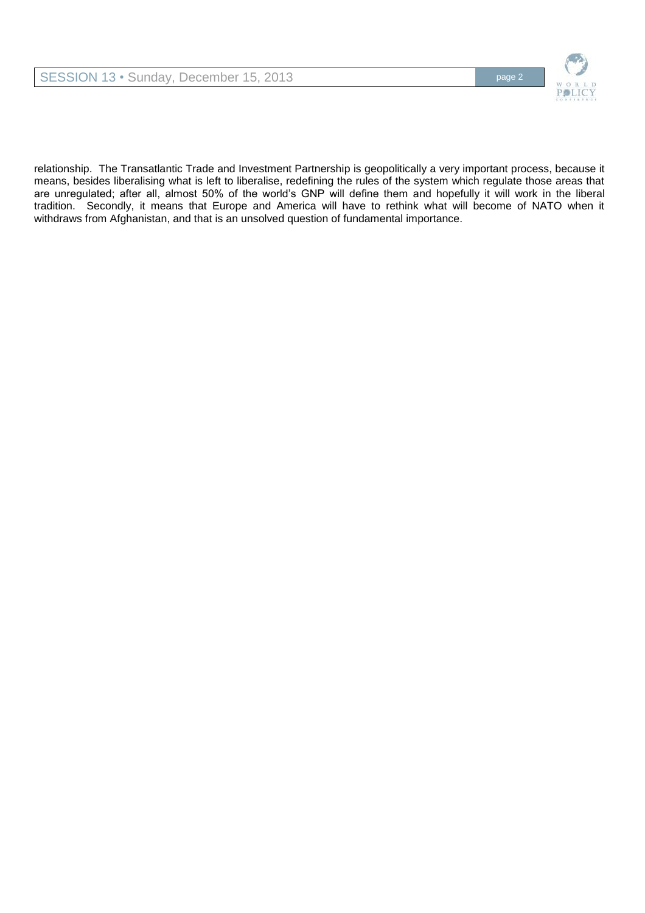relationship. The Transatlantic Trade and Investment Partnership is geopolitically a very important process, because it means, besides liberalising what is left to liberalise, redefining the rules of the system which regulate those areas that are unregulated; after all, almost 50% of the world's GNP will define them and hopefully it will work in the liberal tradition. Secondly, it means that Europe and America will have to rethink what will become of NATO when it withdraws from Afghanistan, and that is an unsolved question of fundamental importance.